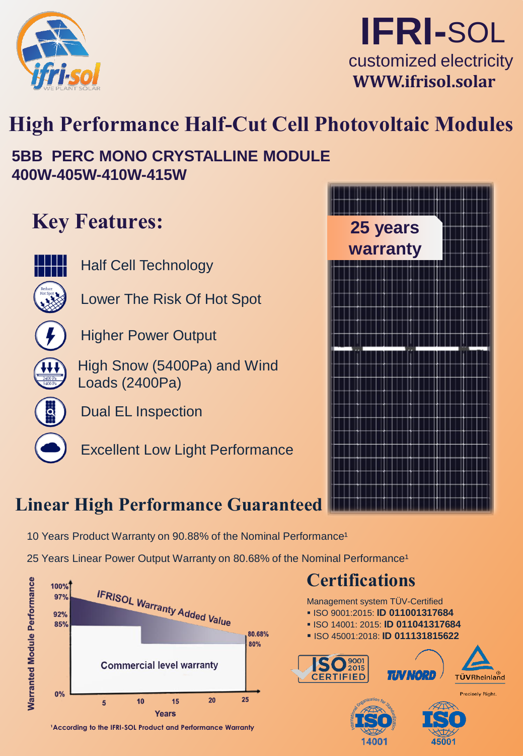# IFRI-SOL

customized electricity

**WWW.ifrisol.solar**

# High Performance Half-Cut Cell Photovoltaic Modules

**5BB PERC MONO CRYSTALLINE MODULE**
**400W-405W-410W-415W**

## Key Features:

- Half Cell Technology
- Lower The Risk Of Hot Spot
- Higher Power Output
- High Snow (5400Pa) and Wind Loads (2400Pa)
- Dual EL Inspection
- Excellent Low Light Performance

**25 years warranty**

## Linear High Performance Guaranteed

10 Years Product Warranty on 90.88% of the Nominal Performance[1]

25 Years Linear Power Output Warranty on 80.68% of the Nominal Performance[1]

IFRISOL Warranty Added Value

Commercial level warranty

Warranted Module Performance: 100%, 97%, 92%, 85%, 80.68%, 80%, 0%

Years: 5, 10, 15, 20, 25

[1]According to the IFRI-SOL Product and Performance Warranty

## Certifications

Management system TÜV-Certified

- ISO 9001:2015: **ID 011001317684**
- ISO 14001: 2015: **ID 011041317684**
- ISO 45001:2018: **ID 011131815622**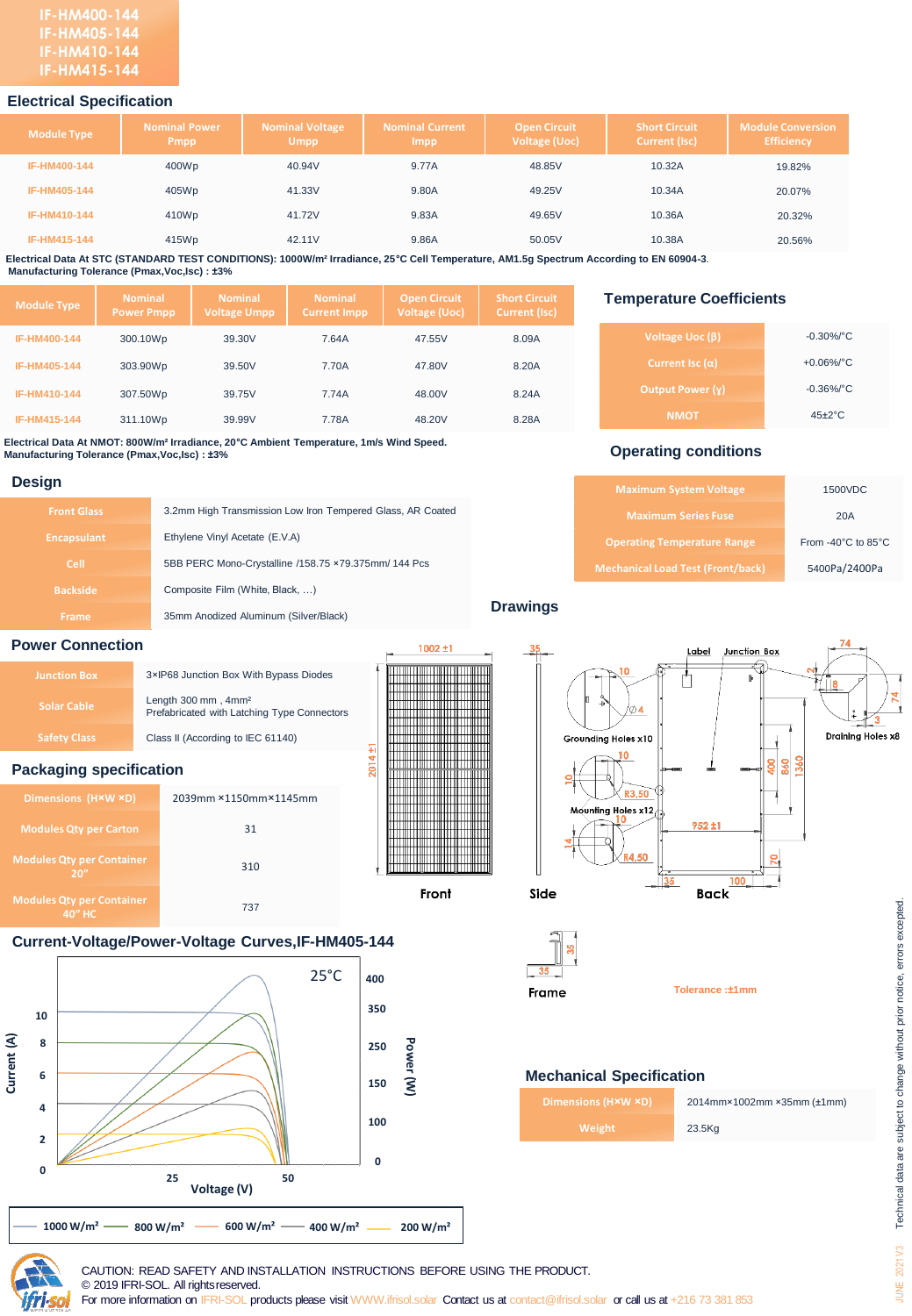IF-HM400-144
IF-HM405-144
IF-HM410-144
IF-HM415-144

## Electrical Specification

| Module Type | Nominal Power Pmpp | Nominal Voltage Umpp | Nominal Current Impp | Open Circuit Voltage (Uoc) | Short Circuit Current (Isc) | Module Conversion Efficiency |
|---|---|---|---|---|---|---|
| IF-HM400-144 | 400Wp | 40.94V | 9.77A | 48.85V | 10.32A | 19.82% |
| IF-HM405-144 | 405Wp | 41.33V | 9.80A | 49.25V | 10.34A | 20.07% |
| IF-HM410-144 | 410Wp | 41.72V | 9.83A | 49.65V | 10.36A | 20.32% |
| IF-HM415-144 | 415Wp | 42.11V | 9.86A | 50.05V | 10.38A | 20.56% |

**Electrical Data At STC (STANDARD TEST CONDITIONS): 1000W/m² Irradiance, 25°C Cell Temperature, AM1.5g Spectrum According to EN 60904-3.**
**Manufacturing Tolerance (Pmax,Voc,Isc) : ±3%**

| Module Type | Nominal Power Pmpp | Nominal Voltage Umpp | Nominal Current Impp | Open Circuit Voltage (Uoc) | Short Circuit Current (Isc) |
|---|---|---|---|---|---|
| IF-HM400-144 | 300.10Wp | 39.30V | 7.64A | 47.55V | 8.09A |
| IF-HM405-144 | 303.90Wp | 39.50V | 7.70A | 47.80V | 8.20A |
| IF-HM410-144 | 307.50Wp | 39.75V | 7.74A | 48.00V | 8.24A |
| IF-HM415-144 | 311.10Wp | 39.99V | 7.78A | 48.20V | 8.28A |

**Electrical Data At NMOT: 800W/m² Irradiance, 20°C Ambient Temperature, 1m/s Wind Speed.**
**Manufacturing Tolerance (Pmax,Voc,Isc) : ±3%**

## Temperature Coefficients

| | |
|---|---|
| Voltage Uoc (β) | -0.30%/°C |
| Current Isc (α) | +0.06%/°C |
| Output Power (γ) | -0.36%/°C |
| NMOT | 45±2°C |

## Operating conditions

| | |
|---|---|
| Maximum System Voltage | 1500VDC |
| Maximum Series Fuse | 20A |
| Operating Temperature Range | From -40°C to 85°C |
| Mechanical Load Test (Front/back) | 5400Pa/2400Pa |

## Design

| | |
|---|---|
| Front Glass | 3.2mm High Transmission Low Iron Tempered Glass, AR Coated |
| Encapsulant | Ethylene Vinyl Acetate (E.V.A) |
| Cell | 5BB PERC Mono-Crystalline /158.75 ×79.375mm/ 144 Pcs |
| Backside | Composite Film (White, Black, …) |
| Frame | 35mm Anodized Aluminum (Silver/Black) |

## Power Connection

| | |
|---|---|
| Junction Box | 3×IP68 Junction Box With Bypass Diodes |
| Solar Cable | Length 300 mm , 4mm² Prefabricated with Latching Type Connectors |
| Safety Class | Class II (According to IEC 61140) |

## Packaging specification

| | |
|---|---|
| Dimensions (H×W ×D) | 2039mm ×1150mm×1145mm |
| Modules Qty per Carton | 31 |
| Modules Qty per Container 20" | 310 |
| Modules Qty per Container 40" HC | 737 |

## Drawings

1002 ±1
2014 ±1
35
Label
Junction Box
74
10
Ø4
Grounding Holes x10
Draining Holes x8
10
R3,50
Mounting Holes x12
10
R4,50
952 ±1
400
860
1360
70
35
100
14
Front
Side
Back
35
35
Frame
Tolerance :±1mm

## Current-Voltage/Power-Voltage Curves,IF-HM405-144

25°C
Current (A)
Power (W)
Voltage (V)
0 2 4 6 8 10
0 100 150 250 350 400
25 50
1000 W/m² 800 W/m² 600 W/m² 400 W/m² 200 W/m²

## Mechanical Specification

| | |
|---|---|
| Dimensions (H×W ×D) | 2014mm×1002mm ×35mm (±1mm) |
| Weight | 23.5Kg |

Technical data are subject to change without prior notice, errors excepted.

JUNE 2021V3

CAUTION: READ SAFETY AND INSTALLATION INSTRUCTIONS BEFORE USING THE PRODUCT.
© 2019 IFRI-SOL. All rights reserved.
For more information on IFRI-SOL products please visit WWW.ifrisol.solar Contact us at contact@ifrisol.solar or call us at +216 73 381 853